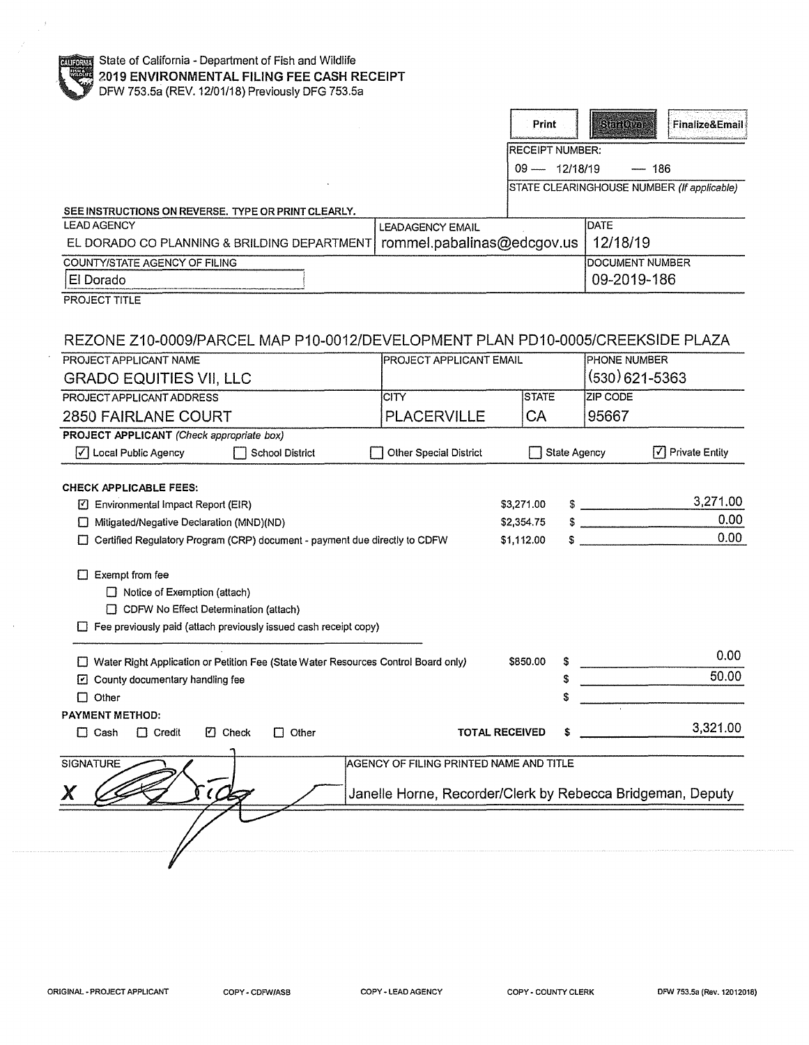State of California - Department of Fish and Wildlife

# 2019 ENVIRONMENTAL FILING FEE CASH RECEIPT

DFW 753.5a (REV. 12/01/18) Previously DFG 753.5a

Print | StartOver | Finalize&Email

RECEIPT NUMBER:
09 — 12/18/19 — 186

STATE CLEARINGHOUSE NUMBER (If applicable)

**SEE INSTRUCTIONS ON REVERSE. TYPE OR PRINT CLEARLY.**

| LEAD AGENCY | LEADAGENCY EMAIL | DATE |
|---|---|---|
| EL DORADO CO PLANNING & BRILDING DEPARTMENT | rommel.pabalinas@edcgov.us | 12/18/19 |

| COUNTY/STATE AGENCY OF FILING | DOCUMENT NUMBER |
|---|---|
| El Dorado | 09-2019-186 |

PROJECT TITLE

REZONE Z10-0009/PARCEL MAP P10-0012/DEVELOPMENT PLAN PD10-0005/CREEKSIDE PLAZA

| PROJECT APPLICANT NAME | PROJECT APPLICANT EMAIL | PHONE NUMBER |
|---|---|---|
| GRADO EQUITIES VII, LLC | | (530) 621-5363 |

| PROJECT APPLICANT ADDRESS | CITY | STATE | ZIP CODE |
|---|---|---|---|
| 2850 FAIRLANE COURT | PLACERVILLE | CA | 95667 |

**PROJECT APPLICANT** *(Check appropriate box)*

☑ Local Public Agency ☐ School District ☐ Other Special District ☐ State Agency ☑ Private Entity

**CHECK APPLICABLE FEES:**

| | | |
|---|---|---|
| ☑ Environmental Impact Report (EIR) | $3,271.00 | $ 3,271.00 |
| ☐ Mitigated/Negative Declaration (MND)(ND) | $2,354.75 | $ 0.00 |
| ☐ Certified Regulatory Program (CRP) document - payment due directly to CDFW | $1,112.00 | $ 0.00 |

☐ Exempt from fee
- ☐ Notice of Exemption (attach)
- ☐ CDFW No Effect Determination (attach)

☐ Fee previously paid (attach previously issued cash receipt copy)

| | | |
|---|---|---|
| ☐ Water Right Application or Petition Fee (State Water Resources Control Board only) | $850.00 | $ 0.00 |
| ☑ County documentary handling fee | | $ 50.00 |
| ☐ Other | | $ |

**PAYMENT METHOD:**

☐ Cash ☐ Credit ☑ Check ☐ Other **TOTAL RECEIVED** $ 3,321.00

| SIGNATURE | AGENCY OF FILING PRINTED NAME AND TITLE |
|---|---|
| X [signature] | Janelle Horne, Recorder/Clerk by Rebecca Bridgeman, Deputy |

ORIGINAL - PROJECT APPLICANT COPY - CDFW/ASB COPY - LEAD AGENCY COPY - COUNTY CLERK DFW 753.5a (Rev. 12012018)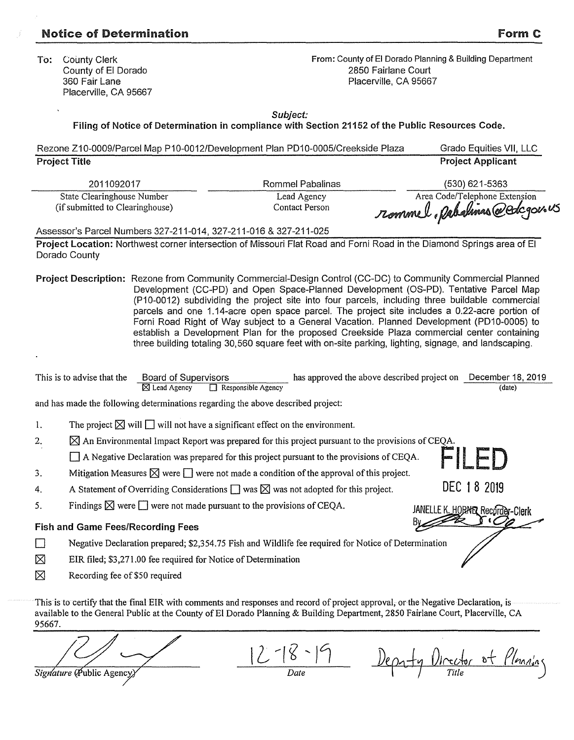## Notice of Determination

**Form C**

**To:** County Clerk
County of El Dorado
360 Fair Lane
Placerville, CA 95667

**From:** County of El Dorado Planning & Building Department
2850 Fairlane Court
Placerville, CA 95667

***Subject:***
**Filing of Notice of Determination in compliance with Section 21152 of the Public Resources Code.**

| | |
|---|---|
| Rezone Z10-0009/Parcel Map P10-0012/Development Plan PD10-0005/Creekside Plaza | Grado Equities VII, LLC |
| **Project Title** | **Project Applicant** |

| | | |
|---|---|---|
| 2011092017 | Rommel Pabalinas | (530) 621-5363 |
| State Clearinghouse Number (if submitted to Clearinghouse) | Lead Agency Contact Person | Area Code/Telephone Extension |
| | | rommel.pabalinas@edcgov.us |

Assessor's Parcel Numbers 327-211-014, 327-211-016 & 327-211-025

**Project Location:** Northwest corner intersection of Missouri Flat Road and Forni Road in the Diamond Springs area of El Dorado County

**Project Description:** Rezone from Community Commercial-Design Control (CC-DC) to Community Commercial Planned Development (CC-PD) and Open Space-Planned Development (OS-PD). Tentative Parcel Map (P10-0012) subdividing the project site into four parcels, including three buildable commercial parcels and one 1.14-acre open space parcel. The project site includes a 0.22-acre portion of Forni Road Right of Way subject to a General Vacation. Planned Development (PD10-0005) to establish a Development Plan for the proposed Creekside Plaza commercial center containing three building totaling 30,560 square feet with on-site parking, lighting, signage, and landscaping.

This is to advise that the Board of Supervisors (☒ Lead Agency ☐ Responsible Agency) has approved the above described project on December 18, 2019 (date)

and has made the following determinations regarding the above described project:

1. The project ☒ will ☐ will not have a significant effect on the environment.
2. ☒ An Environmental Impact Report was prepared for this project pursuant to the provisions of CEQA.
   ☐ A Negative Declaration was prepared for this project pursuant to the provisions of CEQA.
3. Mitigation Measures ☒ were ☐ were not made a condition of the approval of this project.
4. A Statement of Overriding Considerations ☐ was ☒ was not adopted for this project.
5. Findings ☒ were ☐ were not made pursuant to the provisions of CEQA.

FILED
DEC 18 2019
JANELLE K. HORNE Recorder-Clerk
By [signature]

### Fish and Game Fees/Recording Fees

☐ Negative Declaration prepared; $2,354.75 Fish and Wildlife fee required for Notice of Determination

☒ EIR filed; $3,271.00 fee required for Notice of Determination

☒ Recording fee of $50 required

This is to certify that the final EIR with comments and responses and record of project approval, or the Negative Declaration, is available to the General Public at the County of El Dorado Planning & Building Department, 2850 Fairlane Court, Placerville, CA 95667.

| | | |
|---|---|---|
| [signature] | 12-18-19 | Deputy Director of Planning |
| *Signature (Public Agency)* | *Date* | *Title* |